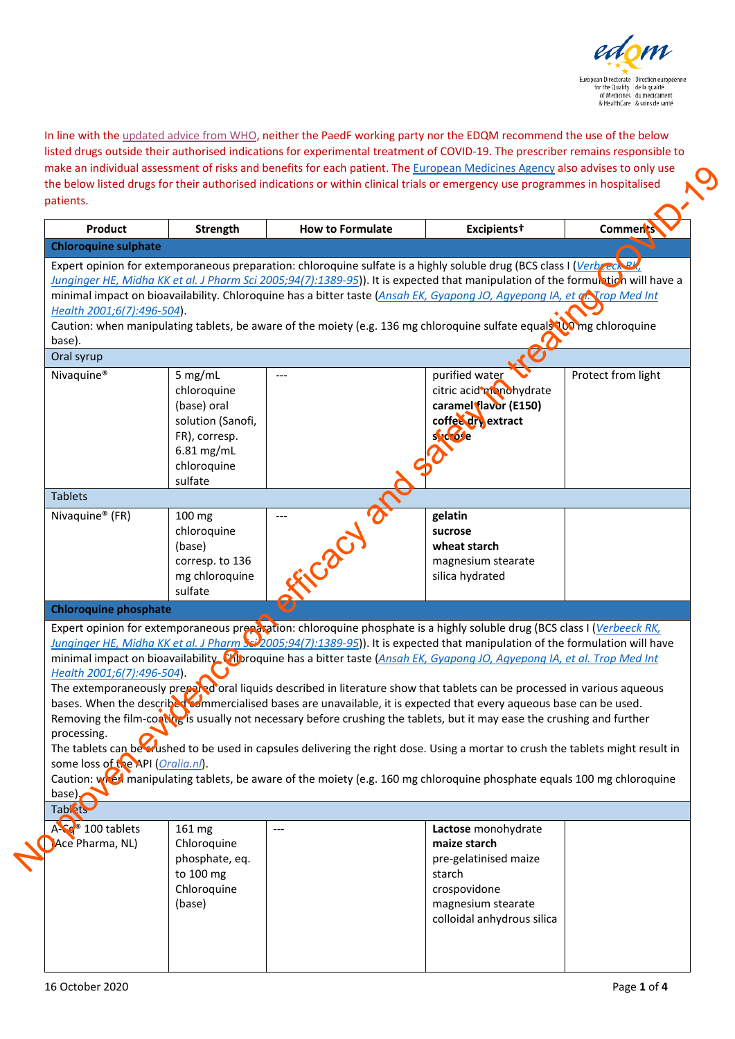In line with the updated advice from WHO, neither the PaedF working party nor the EDQM recommend the use of the below listed drugs outside their authorised indications for experimental treatment of COVID-19. The prescriber remains responsible to make an individual assessment of risks and benefits for each patient. The European Medicines Agency also advises to only use the below listed drugs for their authorised indications or within clinical trials or emergency use programmes in hospitalised patients.

No proven evidence on efficacy and safety in treating COVID-19

| Product | Strength | How to Formulate | Excipients† | Comments |
|---|---|---|---|---|
| **Chloroquine sulphate** | | | | |
| Expert opinion for extemporaneous preparation: chloroquine sulfate is a highly soluble drug (BCS class I (*Verbeeck RK, Junginger HE, Midha KK et al. J Pharm Sci 2005;94(7):1389-95*)). It is expected that manipulation of the formulation will have a minimal impact on bioavailability. Chloroquine has a bitter taste (*Ansah EK, Gyapong JO, Agyepong IA, et al. Trop Med Int Health 2001;6(7):496-504*). Caution: when manipulating tablets, be aware of the moiety (e.g. 136 mg chloroquine sulfate equals 100 mg chloroquine base). | | | | |
| Oral syrup | | | | |
| Nivaquine® | 5 mg/mL chloroquine (base) oral solution (Sanofi, FR), corresp. 6.81 mg/mL chloroquine sulfate | --- | purified water<br>citric acid monohydrate<br>**caramel flavor (E150)**<br>**coffee dry extract**<br>**sucrose** | Protect from light |
| Tablets | | | | |
| Nivaquine® (FR) | 100 mg chloroquine (base) corresp. to 136 mg chloroquine sulfate | --- | **gelatin**<br>**sucrose**<br>**wheat starch**<br>magnesium stearate<br>silica hydrated | |
| **Chloroquine phosphate** | | | | |
| Expert opinion for extemporaneous preparation: chloroquine phosphate is a highly soluble drug (BCS class I (*Verbeeck RK, Junginger HE, Midha KK et al. J Pharm Sci 2005;94(7):1389-95*)). It is expected that manipulation of the formulation will have minimal impact on bioavailability. Chloroquine has a bitter taste (*Ansah EK, Gyapong JO, Agyepong IA, et al. Trop Med Int Health 2001;6(7):496-504*). The extemporaneously prepared oral liquids described in literature show that tablets can be processed in various aqueous bases. When the described commercialised bases are unavailable, it is expected that every aqueous base can be used. Removing the film-coating is usually not necessary before crushing the tablets, but it may ease the crushing and further processing. The tablets can be crushed to be used in capsules delivering the right dose. Using a mortar to crush the tablets might result in some loss of the API (*Oralia.nl*). Caution: when manipulating tablets, be aware of the moiety (e.g. 160 mg chloroquine phosphate equals 100 mg chloroquine base). | | | | |
| Tablets | | | | |
| A-Cq® 100 tablets (Ace Pharma, NL) | 161 mg Chloroquine phosphate, eq. to 100 mg Chloroquine (base) | --- | **Lactose** monohydrate<br>**maize starch**<br>pre-gelatinised maize starch<br>crospovidone<br>magnesium stearate<br>colloidal anhydrous silica | |

16 October 2020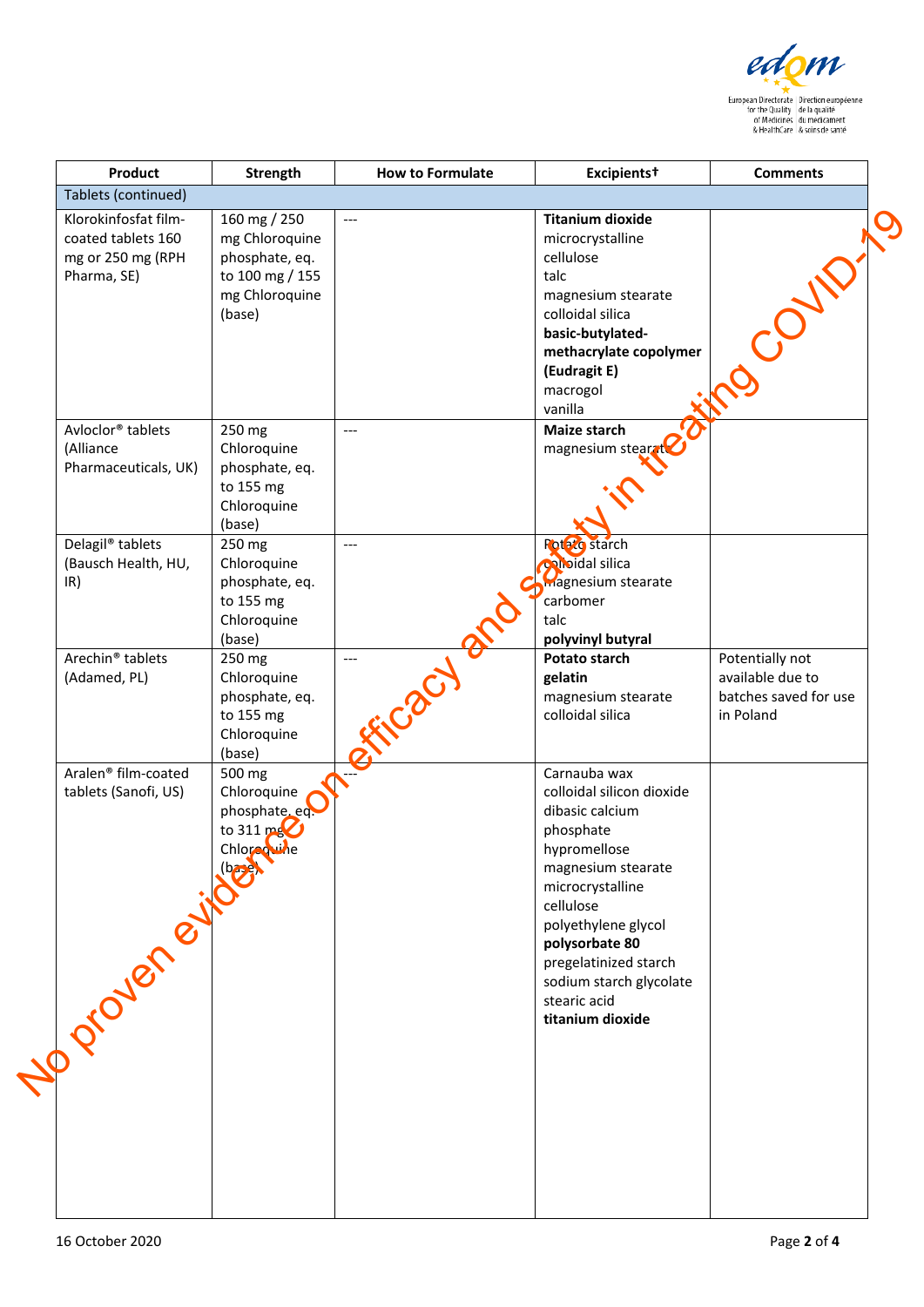| Product | Strength | How to Formulate | Excipients† | Comments |
|---|---|---|---|---|
| Tablets (continued) | | | | |
| Klorokinfosfat film-coated tablets 160 mg or 250 mg (RPH Pharma, SE) | 160 mg / 250 mg Chloroquine phosphate, eq. to 100 mg / 155 mg Chloroquine (base) | --- | **Titanium dioxide**<br>microcrystalline cellulose<br>talc<br>magnesium stearate<br>colloidal silica<br>**basic-butylated-methacrylate copolymer (Eudragit E)**<br>macrogol<br>vanilla | |
| Avloclor® tablets (Alliance Pharmaceuticals, UK) | 250 mg Chloroquine phosphate, eq. to 155 mg Chloroquine (base) | --- | **Maize starch**<br>magnesium stearate | |
| Delagil® tablets (Bausch Health, HU, IR) | 250 mg Chloroquine phosphate, eq. to 155 mg Chloroquine (base) | --- | Potato starch<br>colloidal silica<br>magnesium stearate<br>carbomer<br>talc<br>**polyvinyl butyral** | |
| Arechin® tablets (Adamed, PL) | 250 mg Chloroquine phosphate, eq. to 155 mg Chloroquine (base) | --- | **Potato starch**<br>**gelatin**<br>magnesium stearate<br>colloidal silica | Potentially not available due to batches saved for use in Poland |
| Aralen® film-coated tablets (Sanofi, US) | 500 mg Chloroquine phosphate, eq. to 311 mg Chloroquine (base) | --- | Carnauba wax<br>colloidal silicon dioxide<br>dibasic calcium phosphate<br>hypromellose<br>magnesium stearate<br>microcrystalline cellulose<br>polyethylene glycol<br>**polysorbate 80**<br>pregelatinized starch<br>sodium starch glycolate<br>stearic acid<br>**titanium dioxide** | |

No proven evidence on efficacy and safety in treating COVID-19

16 October 2020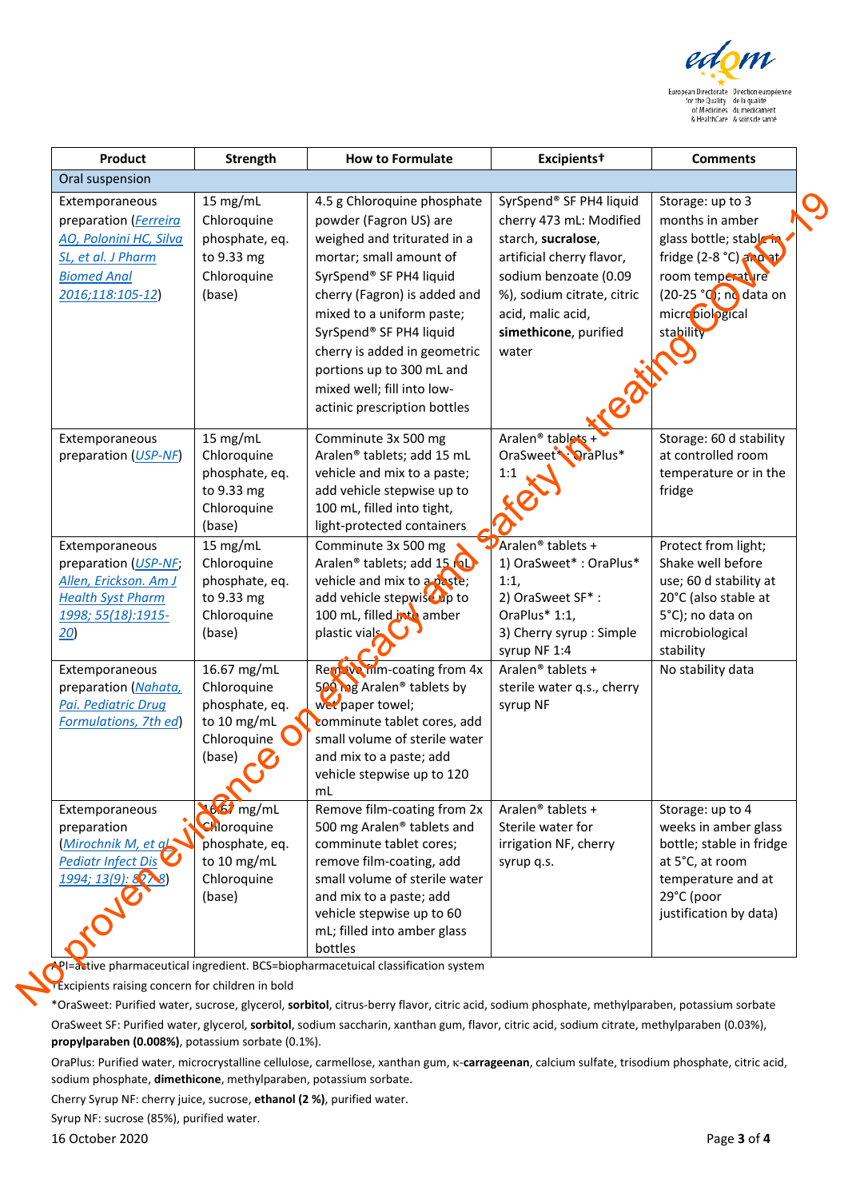No proven evidence on efficacy and safety in treating COVID-19

| Product | Strength | How to Formulate | Excipients† | Comments |
|---|---|---|---|---|
| Oral suspension | | | | |
| Extemporaneous preparation (Ferreira AO, Polonini HC, Silva SL, et al. J Pharm Biomed Anal 2016;118:105-12) | 15 mg/mL Chloroquine phosphate, eq. to 9.33 mg Chloroquine (base) | 4.5 g Chloroquine phosphate powder (Fagron US) are weighed and triturated in a mortar; small amount of SyrSpend® SF PH4 liquid cherry (Fagron) is added and mixed to a uniform paste; SyrSpend® SF PH4 liquid cherry is added in geometric portions up to 300 mL and mixed well; fill into low-actinic prescription bottles | SyrSpend® SF PH4 liquid cherry 473 mL: Modified starch, **sucralose**, artificial cherry flavor, sodium benzoate (0.09 %), sodium citrate, citric acid, malic acid, **simethicone**, purified water | Storage: up to 3 months in amber glass bottle; stable in fridge (2-8 °C) and at room temperature (20-25 °C); no data on microbiological stability |
| Extemporaneous preparation (USP-NF) | 15 mg/mL Chloroquine phosphate, eq. to 9.33 mg Chloroquine (base) | Comminute 3x 500 mg Aralen® tablets; add 15 mL vehicle and mix to a paste; add vehicle stepwise up to 100 mL, filled into tight, light-protected containers | Aralen® tablets + OraSweet* : OraPlus* 1:1 | Storage: 60 d stability at controlled room temperature or in the fridge |
| Extemporaneous preparation (USP-NF; Allen, Erickson. Am J Health Syst Pharm 1998; 55(18):1915-20) | 15 mg/mL Chloroquine phosphate, eq. to 9.33 mg Chloroquine (base) | Comminute 3x 500 mg Aralen® tablets; add 15 mL vehicle and mix to a paste; add vehicle stepwise up to 100 mL, filled into amber plastic vials | Aralen® tablets + 1) OraSweet* : OraPlus* 1:1, 2) OraSweet SF* : OraPlus* 1:1, 3) Cherry syrup : Simple syrup NF 1:4 | Protect from light; Shake well before use; 60 d stability at 20°C (also stable at 5°C); no data on microbiological stability |
| Extemporaneous preparation (Nahata, Pai. Pediatric Drug Formulations, 7th ed) | 16.67 mg/mL Chloroquine phosphate, eq. to 10 mg/mL Chloroquine (base) | Remove film-coating from 4x 500 mg Aralen® tablets by wet paper towel; comminute tablet cores, add small volume of sterile water and mix to a paste; add vehicle stepwise up to 120 mL | Aralen® tablets + sterile water q.s., cherry syrup NF | No stability data |
| Extemporaneous preparation (Mirochnik M, et al. Pediatr Infect Dis 1994; 13(9): 827-8) | 16.67 mg/mL Chloroquine phosphate, eq. to 10 mg/mL Chloroquine (base) | Remove film-coating from 2x 500 mg Aralen® tablets and comminute tablet cores; remove film-coating, add small volume of sterile water and mix to a paste; add vehicle stepwise up to 60 mL; filled into amber glass bottles | Aralen® tablets + Sterile water for irrigation NF, cherry syrup q.s. | Storage: up to 4 weeks in amber glass bottle; stable in fridge at 5°C, at room temperature and at 29°C (poor justification by data) |

API=active pharmaceutical ingredient. BCS=biopharmacetuical classification system

†Excipients raising concern for children in bold

*OraSweet: Purified water, sucrose, glycerol, **sorbitol**, citrus-berry flavor, citric acid, sodium phosphate, methylparaben, potassium sorbate

OraSweet SF: Purified water, glycerol, **sorbitol**, sodium saccharin, xanthan gum, flavor, citric acid, sodium citrate, methylparaben (0.03%), **propylparaben (0.008%)**, potassium sorbate (0.1%).

OraPlus: Purified water, microcrystalline cellulose, carmellose, xanthan gum, κ-**carrageenan**, calcium sulfate, trisodium phosphate, citric acid, sodium phosphate, **dimethicone**, methylparaben, potassium sorbate.

Cherry Syrup NF: cherry juice, sucrose, **ethanol (2 %)**, purified water.

Syrup NF: sucrose (85%), purified water.

16 October 2020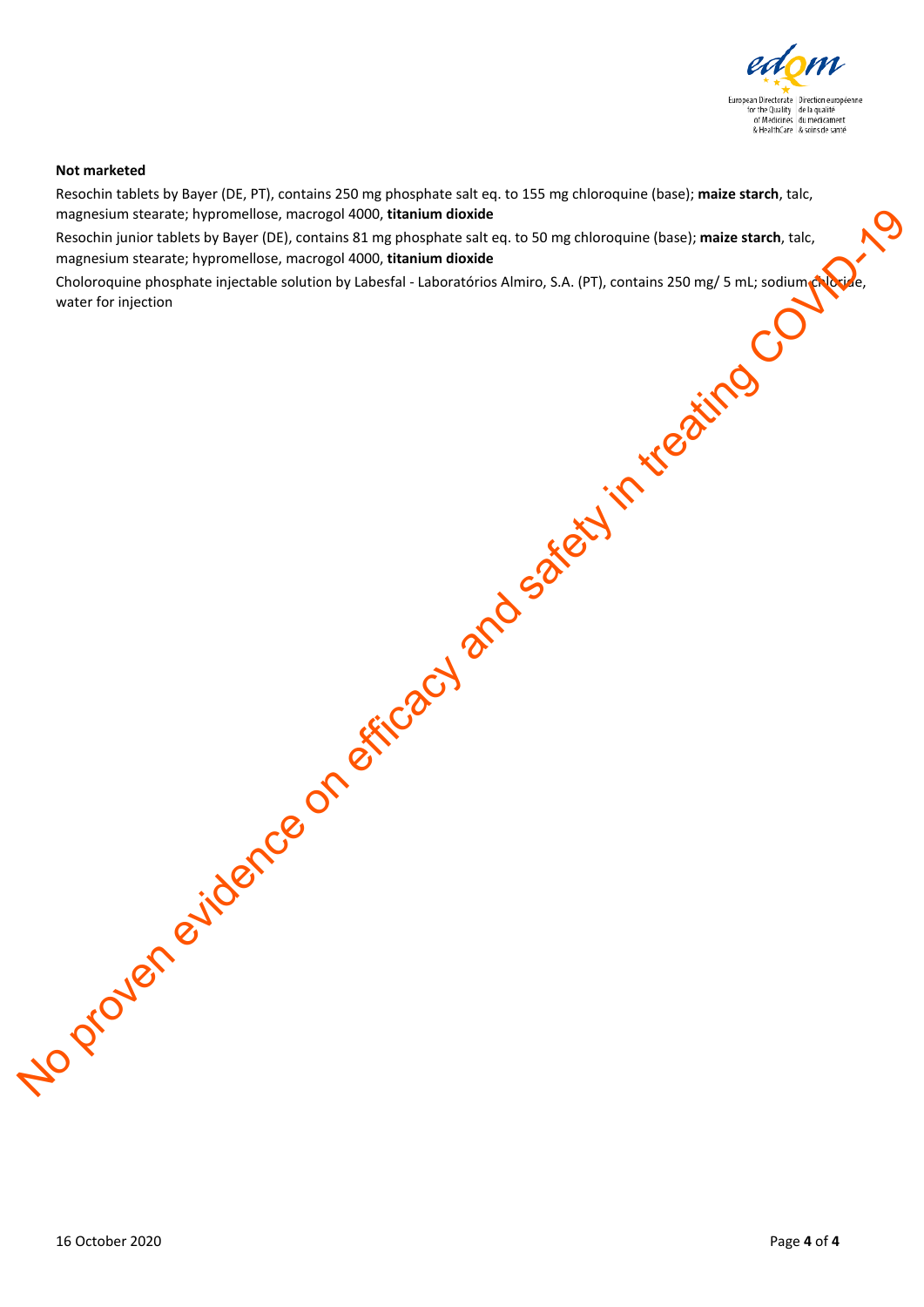**Not marketed**

Resochin tablets by Bayer (DE, PT), contains 250 mg phosphate salt eq. to 155 mg chloroquine (base); **maize starch**, talc, magnesium stearate; hypromellose, macrogol 4000, **titanium dioxide**

Resochin junior tablets by Bayer (DE), contains 81 mg phosphate salt eq. to 50 mg chloroquine (base); **maize starch**, talc, magnesium stearate; hypromellose, macrogol 4000, **titanium dioxide**

Choloroquine phosphate injectable solution by Labesfal - Laboratórios Almiro, S.A. (PT), contains 250 mg/ 5 mL; sodium chloride, water for injection